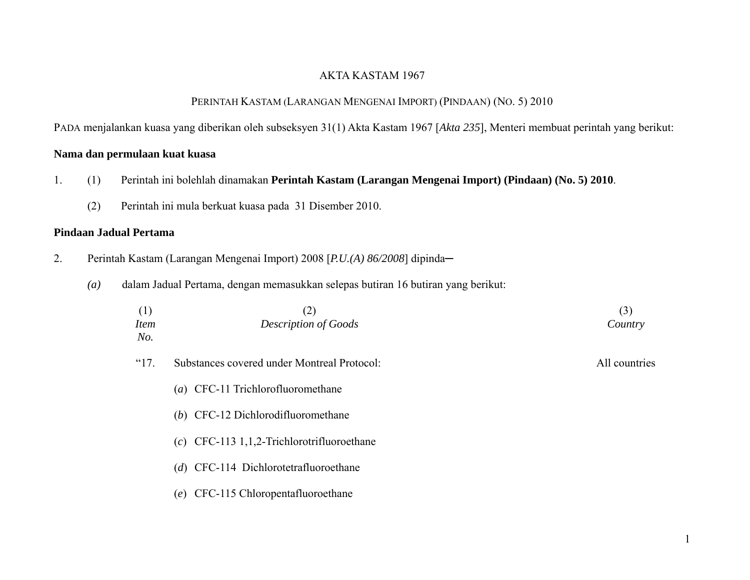AKTA KASTAM 1967

PERINTAH KASTAM (LARANGAN MENGENAI IMPORT) (PINDAAN) (NO. 5) 2010

PADA menjalankan kuasa yang diberikan oleh subseksyen 31(1) Akta Kastam 1967 [*Akta 235*], Menteri membuat perintah yang berikut:

**Nama dan permulaan kuat kuasa**

1. (1) Perintah ini bolehlah dinamakan **Perintah Kastam (Larangan Mengenai Import) (Pindaan) (No. 5) 2010**.

   (2) Perintah ini mula berkuat kuasa pada 31 Disember 2010.

**Pindaan Jadual Pertama**

2. Perintah Kastam (Larangan Mengenai Import) 2008 [*P.U.(A) 86/2008*] dipinda─

   *(a)* dalam Jadual Pertama, dengan memasukkan selepas butiran 16 butiran yang berikut:

| (1) *Item No.* | (2) *Description of Goods* | (3) *Country* |
|---|---|---|
| "17. | Substances covered under Montreal Protocol: | All countries |
| | (*a*) CFC-11 Trichlorofluoromethane | |
| | (*b*) CFC-12 Dichlorodifluoromethane | |
| | (*c*) CFC-113 1,1,2-Trichlorotrifluoroethane | |
| | (*d*) CFC-114 Dichlorotetrafluoroethane | |
| | (*e*) CFC-115 Chloropentafluoroethane | |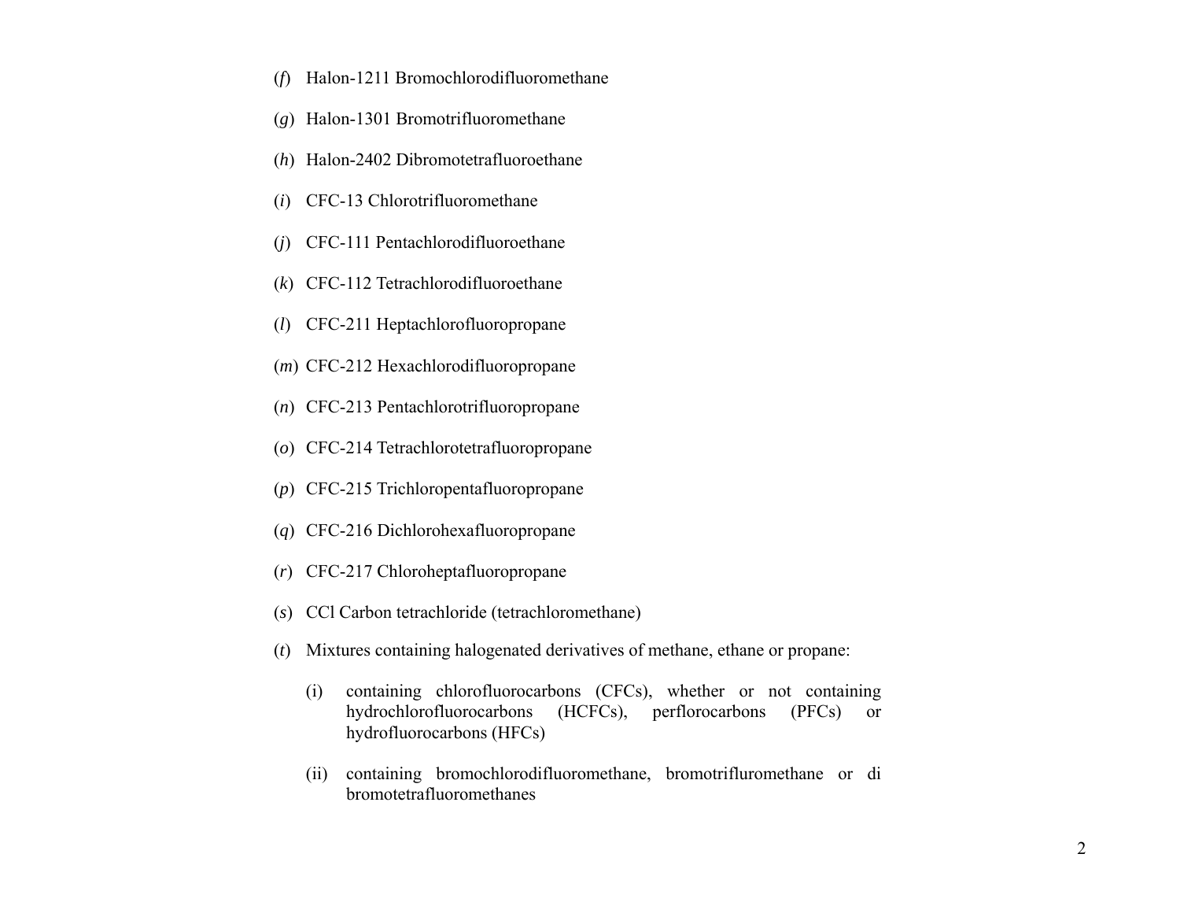(*f*) Halon-1211 Bromochlorodifluoromethane

(*g*) Halon-1301 Bromotrifluoromethane

(*h*) Halon-2402 Dibromotetrafluoroethane

(*i*) CFC-13 Chlorotrifluoromethane

(*j*) CFC-111 Pentachlorodifluoroethane

(*k*) CFC-112 Tetrachlorodifluoroethane

(*l*) CFC-211 Heptachlorofluoropropane

(*m*) CFC-212 Hexachlorodifluoropropane

(*n*) CFC-213 Pentachlorotrifluoropropane

(*o*) CFC-214 Tetrachlorotetrafluoropropane

(*p*) CFC-215 Trichloropentafluoropropane

(*q*) CFC-216 Dichlorohexafluoropropane

(*r*) CFC-217 Chloroheptafluoropropane

(*s*) CCl Carbon tetrachloride (tetrachloromethane)

(*t*) Mixtures containing halogenated derivatives of methane, ethane or propane:

(i) containing chlorofluorocarbons (CFCs), whether or not containing hydrochlorofluorocarbons (HCFCs), perflorocarbons (PFCs) or hydrofluorocarbons (HFCs)

(ii) containing bromochlorodifluoromethane, bromotrifluromethane or di bromotetrafluoromethanes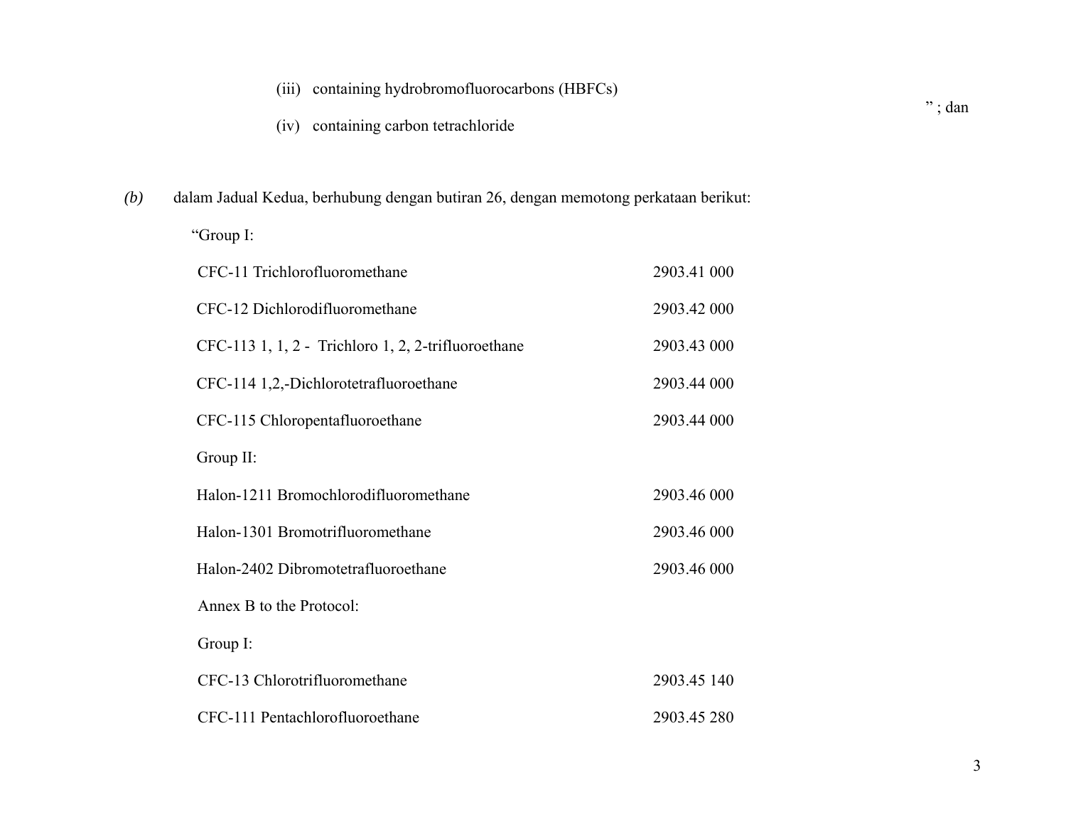(iii) containing hydrobromofluorocarbons (HBFCs)

(iv) containing carbon tetrachloride

" ; dan

*(b)* dalam Jadual Kedua, berhubung dengan butiran 26, dengan memotong perkataan berikut:

"Group I:

| | |
|---|---|
| CFC-11 Trichlorofluoromethane | 2903.41 000 |
| CFC-12 Dichlorodifluoromethane | 2903.42 000 |
| CFC-113 1, 1, 2 - Trichloro 1, 2, 2-trifluoroethane | 2903.43 000 |
| CFC-114 1,2,-Dichlorotetrafluoroethane | 2903.44 000 |
| CFC-115 Chloropentafluoroethane | 2903.44 000 |
| Group II: | |
| Halon-1211 Bromochlorodifluoromethane | 2903.46 000 |
| Halon-1301 Bromotrifluoromethane | 2903.46 000 |
| Halon-2402 Dibromotetrafluoroethane | 2903.46 000 |
| Annex B to the Protocol: | |
| Group I: | |
| CFC-13 Chlorotrifluoromethane | 2903.45 140 |
| CFC-111 Pentachlorofluoroethane | 2903.45 280 |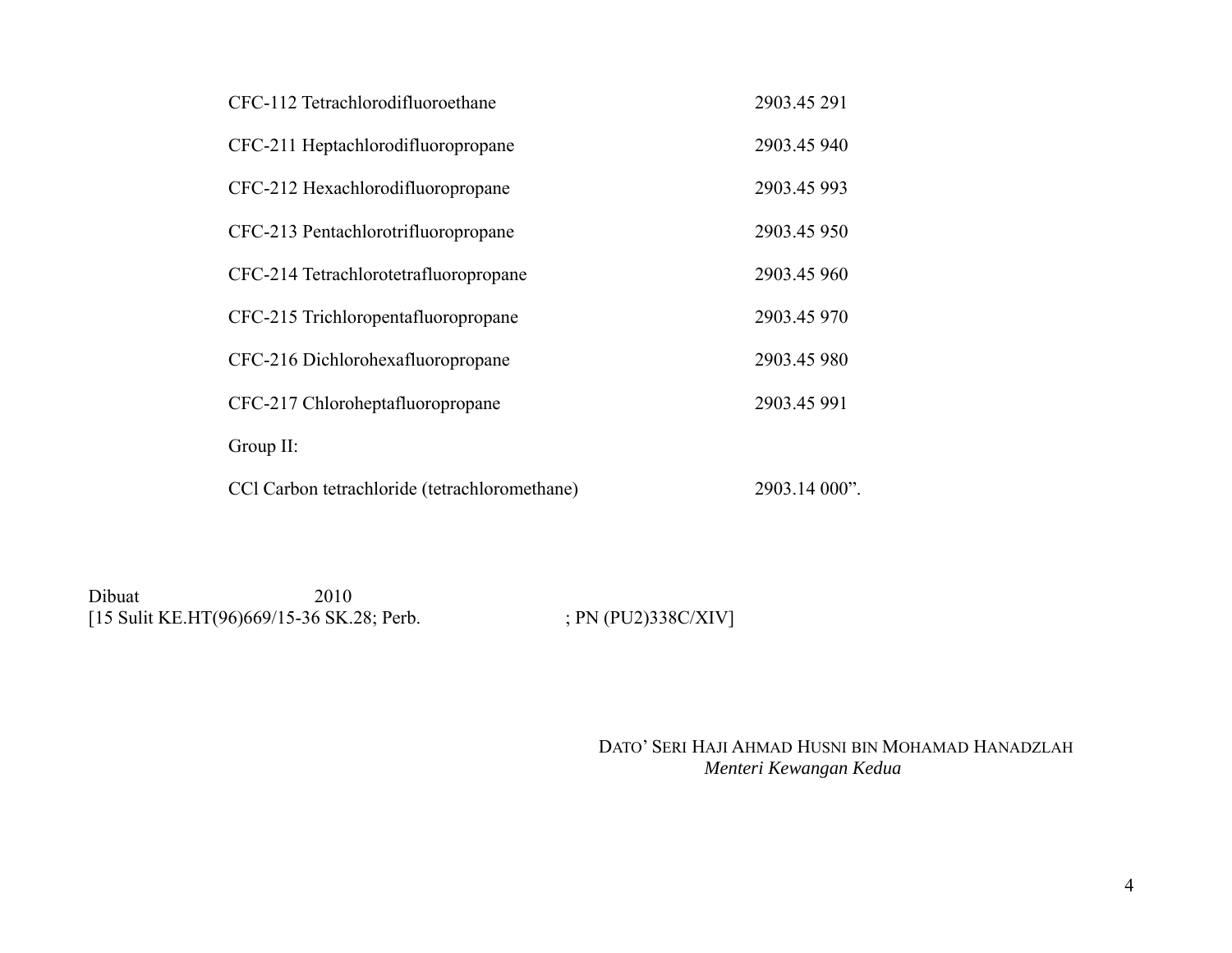| | |
|---|---|
| CFC-112 Tetrachlorodifluoroethane | 2903.45 291 |
| CFC-211 Heptachlorodifluoropropane | 2903.45 940 |
| CFC-212 Hexachlorodifluoropropane | 2903.45 993 |
| CFC-213 Pentachlorotrifluoropropane | 2903.45 950 |
| CFC-214 Tetrachlorotetrafluoropropane | 2903.45 960 |
| CFC-215 Trichloropentafluoropropane | 2903.45 970 |
| CFC-216 Dichlorohexafluoropropane | 2903.45 980 |
| CFC-217 Chloroheptafluoropropane | 2903.45 991 |
| Group II: | |
| CCl Carbon tetrachloride (tetrachloromethane) | 2903.14 000". |

Dibuat 2010
[15 Sulit KE.HT(96)669/15-36 SK.28; Perb. ; PN (PU2)338C/XIV]

DATO' SERI HAJI AHMAD HUSNI BIN MOHAMAD HANADZLAH
*Menteri Kewangan Kedua*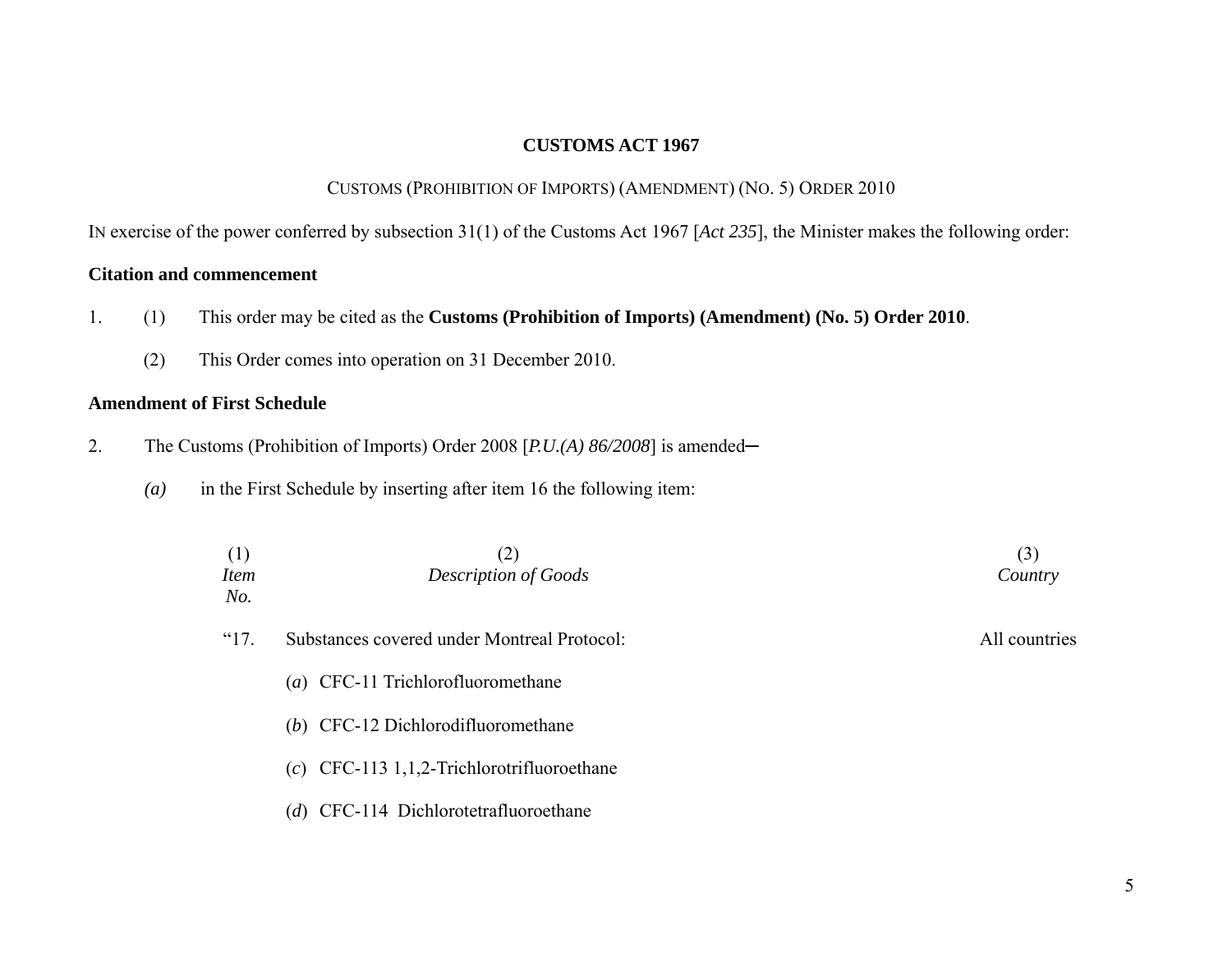**CUSTOMS ACT 1967**

CUSTOMS (PROHIBITION OF IMPORTS) (AMENDMENT) (NO. 5) ORDER 2010

IN exercise of the power conferred by subsection 31(1) of the Customs Act 1967 [*Act 235*], the Minister makes the following order:

**Citation and commencement**

1. (1) This order may be cited as the **Customs (Prohibition of Imports) (Amendment) (No. 5) Order 2010**.

   (2) This Order comes into operation on 31 December 2010.

**Amendment of First Schedule**

2. The Customs (Prohibition of Imports) Order 2008 [*P.U.(A) 86/2008*] is amended─

   *(a)* in the First Schedule by inserting after item 16 the following item:

| (1) *Item No.* | (2) *Description of Goods* | (3) *Country* |
|---|---|---|
| "17. | Substances covered under Montreal Protocol: | All countries |
| | (*a*) CFC-11 Trichlorofluoromethane | |
| | (*b*) CFC-12 Dichlorodifluoromethane | |
| | (*c*) CFC-113 1,1,2-Trichlorotrifluoroethane | |
| | (*d*) CFC-114 Dichlorotetrafluoroethane | |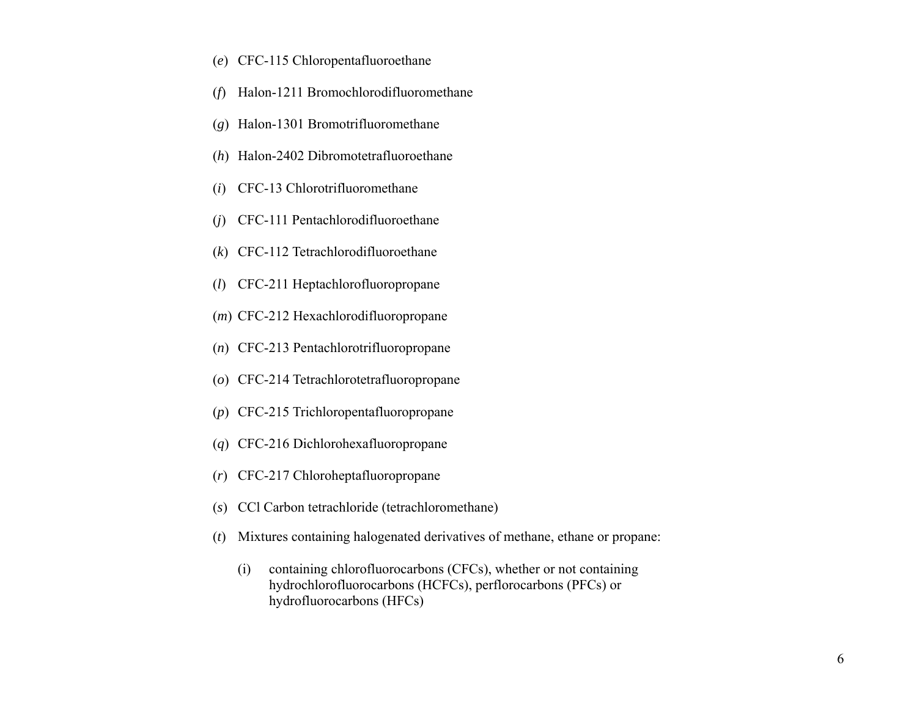(*e*) CFC-115 Chloropentafluoroethane

(*f*) Halon-1211 Bromochlorodifluoromethane

(*g*) Halon-1301 Bromotrifluoromethane

(*h*) Halon-2402 Dibromotetrafluoroethane

(*i*) CFC-13 Chlorotrifluoromethane

(*j*) CFC-111 Pentachlorodifluoroethane

(*k*) CFC-112 Tetrachlorodifluoroethane

(*l*) CFC-211 Heptachlorofluoropropane

(*m*) CFC-212 Hexachlorodifluoropropane

(*n*) CFC-213 Pentachlorotrifluoropropane

(*o*) CFC-214 Tetrachlorotetrafluoropropane

(*p*) CFC-215 Trichloropentafluoropropane

(*q*) CFC-216 Dichlorohexafluoropropane

(*r*) CFC-217 Chloroheptafluoropropane

(*s*) CCl Carbon tetrachloride (tetrachloromethane)

(*t*) Mixtures containing halogenated derivatives of methane, ethane or propane:

(i) containing chlorofluorocarbons (CFCs), whether or not containing hydrochlorofluorocarbons (HCFCs), perflorocarbons (PFCs) or hydrofluorocarbons (HFCs)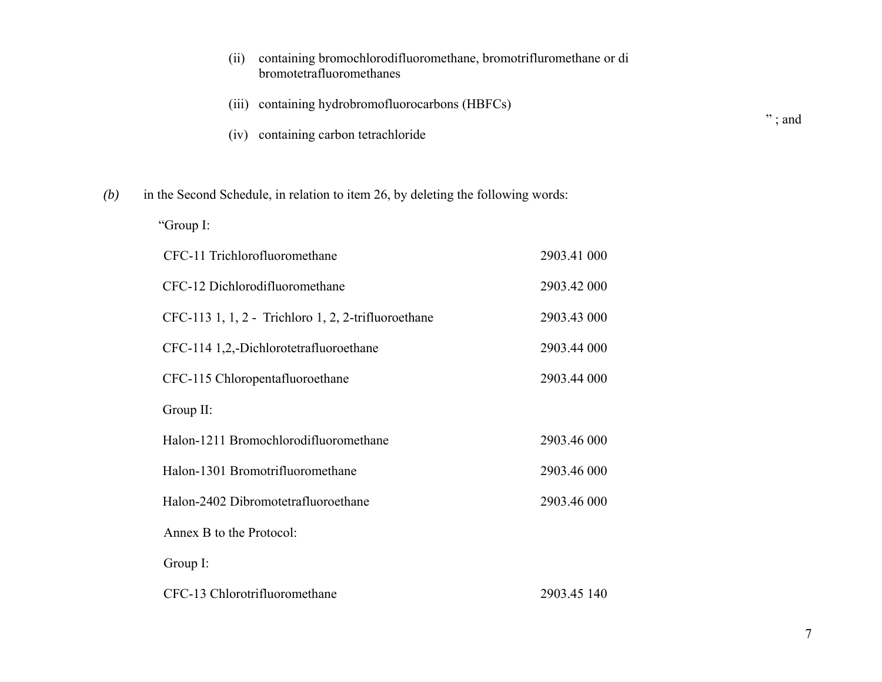(ii) containing bromochlorodifluoromethane, bromotrifluromethane or di bromotetrafluoromethanes

(iii) containing hydrobromofluorocarbons (HBFCs)

(iv) containing carbon tetrachloride

" ; and

*(b)* in the Second Schedule, in relation to item 26, by deleting the following words:

"Group I:

| | |
|---|---|
| CFC-11 Trichlorofluoromethane | 2903.41 000 |
| CFC-12 Dichlorodifluoromethane | 2903.42 000 |
| CFC-113 1, 1, 2 - Trichloro 1, 2, 2-trifluoroethane | 2903.43 000 |
| CFC-114 1,2,-Dichlorotetrafluoroethane | 2903.44 000 |
| CFC-115 Chloropentafluoroethane | 2903.44 000 |
| Group II: | |
| Halon-1211 Bromochlorodifluoromethane | 2903.46 000 |
| Halon-1301 Bromotrifluoromethane | 2903.46 000 |
| Halon-2402 Dibromotetrafluoroethane | 2903.46 000 |
| Annex B to the Protocol: | |
| Group I: | |
| CFC-13 Chlorotrifluoromethane | 2903.45 140 |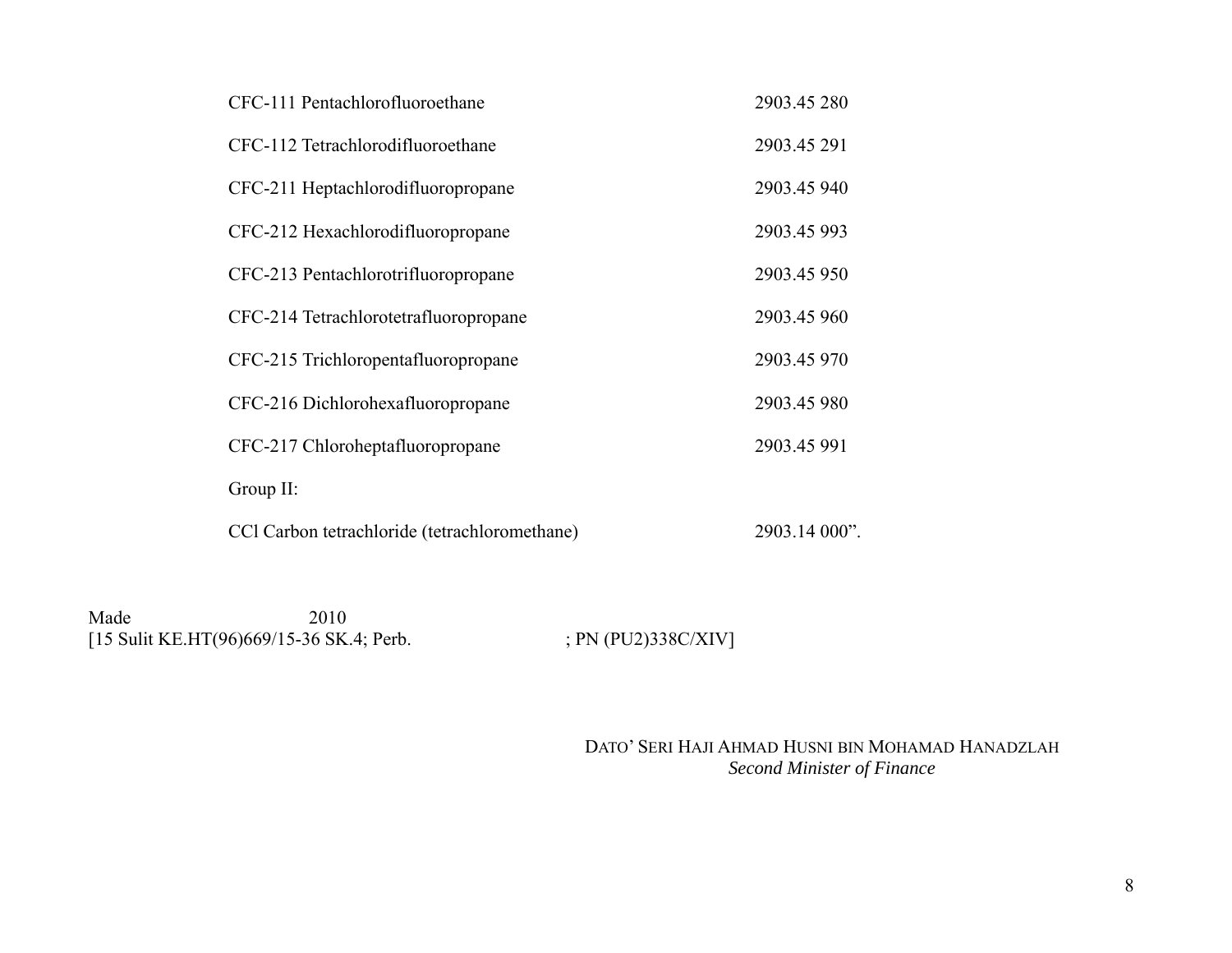| | |
|---|---|
| CFC-111 Pentachlorofluoroethane | 2903.45 280 |
| CFC-112 Tetrachlorodifluoroethane | 2903.45 291 |
| CFC-211 Heptachlorodifluoropropane | 2903.45 940 |
| CFC-212 Hexachlorodifluoropropane | 2903.45 993 |
| CFC-213 Pentachlorotrifluoropropane | 2903.45 950 |
| CFC-214 Tetrachlorotetrafluoropropane | 2903.45 960 |
| CFC-215 Trichloropentafluoropropane | 2903.45 970 |
| CFC-216 Dichlorohexafluoropropane | 2903.45 980 |
| CFC-217 Chloroheptafluoropropane | 2903.45 991 |
| Group II: | |
| CCl Carbon tetrachloride (tetrachloromethane) | 2903.14 000". |

Made 2010
[15 Sulit KE.HT(96)669/15-36 SK.4; Perb. ; PN (PU2)338C/XIV]

DATO' SERI HAJI AHMAD HUSNI BIN MOHAMAD HANADZLAH
*Second Minister of Finance*